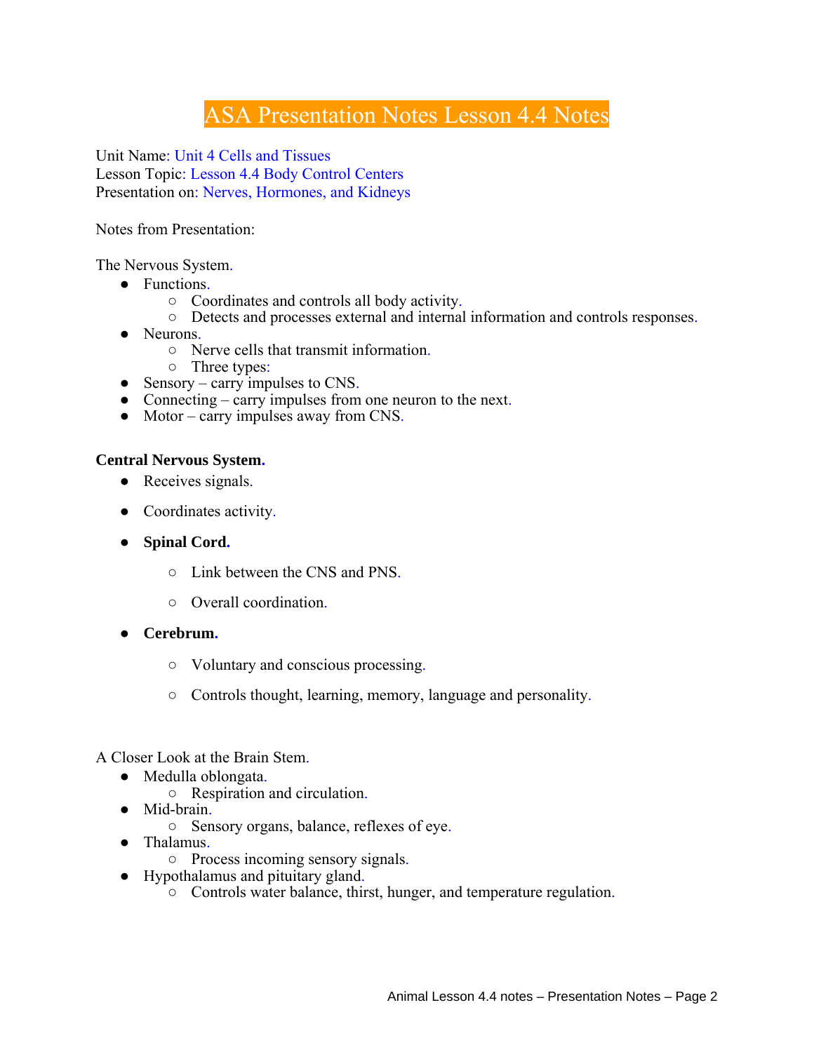# ASA Presentation Notes Lesson 4.4 Notes

Unit Name: Unit 4 Cells and Tissues
Lesson Topic: Lesson 4.4 Body Control Centers
Presentation on: Nerves, Hormones, and Kidneys

Notes from Presentation:

The Nervous System.

- Functions.
  - Coordinates and controls all body activity.
  - Detects and processes external and internal information and controls responses.
- Neurons.
  - Nerve cells that transmit information.
  - Three types:
- Sensory – carry impulses to CNS.
- Connecting – carry impulses from one neuron to the next.
- Motor – carry impulses away from CNS.

**Central Nervous System.**

- Receives signals.
- Coordinates activity.
- **Spinal Cord.**
  - Link between the CNS and PNS.
  - Overall coordination.
- **Cerebrum.**
  - Voluntary and conscious processing.
  - Controls thought, learning, memory, language and personality.

A Closer Look at the Brain Stem.

- Medulla oblongata.
  - Respiration and circulation.
- Mid-brain.
  - Sensory organs, balance, reflexes of eye.
- Thalamus.
  - Process incoming sensory signals.
- Hypothalamus and pituitary gland.
  - Controls water balance, thirst, hunger, and temperature regulation.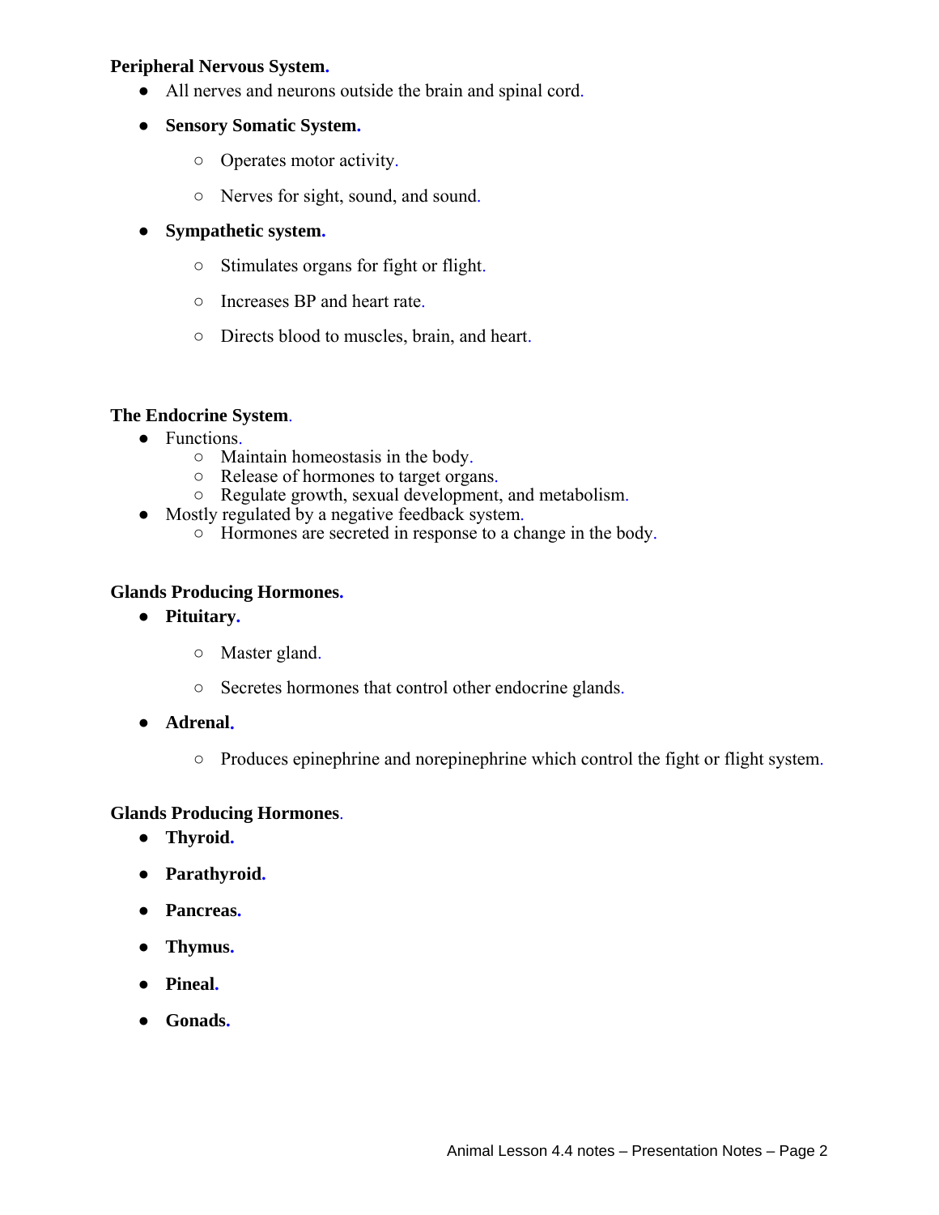**Peripheral Nervous System.**

- All nerves and neurons outside the brain and spinal cord.
- **Sensory Somatic System.**
    - Operates motor activity.
    - Nerves for sight, sound, and sound.
- **Sympathetic system.**
    - Stimulates organs for fight or flight.
    - Increases BP and heart rate.
    - Directs blood to muscles, brain, and heart.

**The Endocrine System.**

- Functions.
    - Maintain homeostasis in the body.
    - Release of hormones to target organs.
    - Regulate growth, sexual development, and metabolism.
- Mostly regulated by a negative feedback system.
    - Hormones are secreted in response to a change in the body.

**Glands Producing Hormones.**

- **Pituitary.**
    - Master gland.
    - Secretes hormones that control other endocrine glands.
- **Adrenal.**
    - Produces epinephrine and norepinephrine which control the fight or flight system.

**Glands Producing Hormones.**

- **Thyroid.**
- **Parathyroid.**
- **Pancreas.**
- **Thymus.**
- **Pineal.**
- **Gonads.**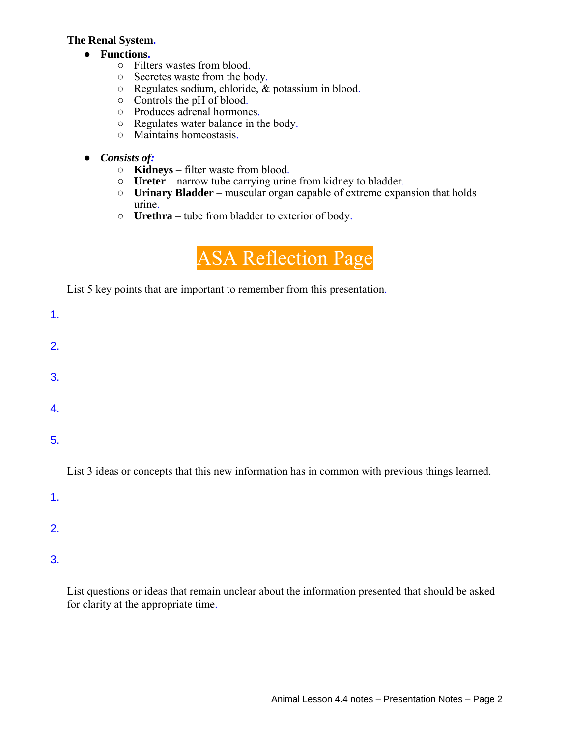**The Renal System.**

- **Functions.**
  - Filters wastes from blood.
  - Secretes waste from the body.
  - Regulates sodium, chloride, & potassium in blood.
  - Controls the pH of blood.
  - Produces adrenal hormones.
  - Regulates water balance in the body.
  - Maintains homeostasis.

- ***Consists of:***
  - **Kidneys** – filter waste from blood.
  - **Ureter** – narrow tube carrying urine from kidney to bladder.
  - **Urinary Bladder** – muscular organ capable of extreme expansion that holds urine.
  - **Urethra** – tube from bladder to exterior of body.

# ASA Reflection Page

List 5 key points that are important to remember from this presentation.

1.

2.

3.

4.

5.

List 3 ideas or concepts that this new information has in common with previous things learned.

1.

2.

3.

List questions or ideas that remain unclear about the information presented that should be asked for clarity at the appropriate time.